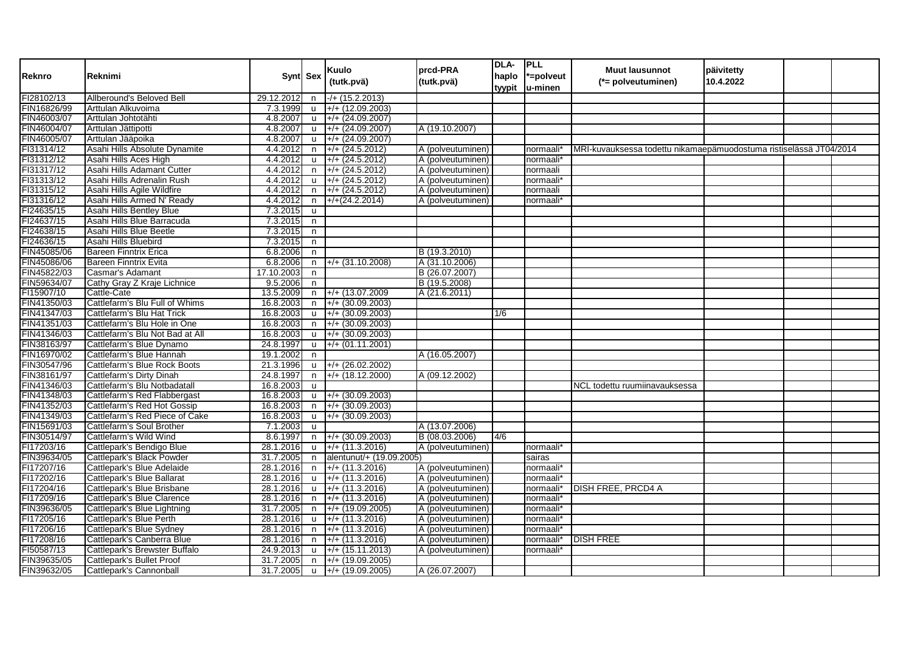| Reknro | Reknimi | Synt | Sex | Kuulo (tutk.pvä) | prcd-PRA (tutk.pvä) | DLA-haplo tyypit | PLL *=polveut u-minen | Muut lausunnot (*= polveutuminen) | päivitetty 10.4.2022 | | |
|---|---|---|---|---|---|---|---|---|---|---|---|
| FI28102/13 | Allberound's Beloved Bell | 29.12.2012 | n | -/+ (15.2.2013) | | | | | | | |
| FIN16826/99 | Arttulan Alkuvoima | 7.3.1999 | u | +/+ (12.09.2003) | | | | | | | |
| FIN46003/07 | Arttulan Johtotähti | 4.8.2007 | u | +/+ (24.09.2007) | | | | | | | |
| FIN46004/07 | Arttulan Jättipotti | 4.8.2007 | u | +/+ (24.09.2007) | A (19.10.2007) | | | | | | |
| FIN46005/07 | Arttulan Jääpoika | 4.8.2007 | u | +/+ (24.09.2007) | | | | | | | |
| FI31314/12 | Asahi Hills Absolute Dynamite | 4.4.2012 | n | +/+ (24.5.2012) | A (polveutuminen) | | normaali* | MRI-kuvauksessa todettu nikamaepämuodostuma ristiselässä JT04/2014 | | | |
| FI31312/12 | Asahi Hills Aces High | 4.4.2012 | u | +/+ (24.5.2012) | A (polveutuminen) | | normaali* | | | | |
| FI31317/12 | Asahi Hills Adamant Cutter | 4.4.2012 | n | +/+ (24.5.2012) | A (polveutuminen) | | normaali | | | | |
| FI31313/12 | Asahi Hills Adrenalin Rush | 4.4.2012 | u | +/+ (24.5.2012) | A (polveutuminen) | | normaali* | | | | |
| FI31315/12 | Asahi Hills Agile Wildfire | 4.4.2012 | n | +/+ (24.5.2012) | A (polveutuminen) | | normaali | | | | |
| FI31316/12 | Asahi Hills Armed N' Ready | 4.4.2012 | n | +/+(24.2.2014) | A (polveutuminen) | | normaali* | | | | |
| FI24635/15 | Asahi Hills Bentley Blue | 7.3.2015 | u | | | | | | | | |
| FI24637/15 | Asahi Hills Blue Barracuda | 7.3.2015 | n | | | | | | | | |
| FI24638/15 | Asahi Hills Blue Beetle | 7.3.2015 | n | | | | | | | | |
| FI24636/15 | Asahi Hills Bluebird | 7.3.2015 | n | | | | | | | | |
| FIN45085/06 | Bareen Finntrix Erica | 6.8.2006 | n | | B (19.3.2010) | | | | | | |
| FIN45086/06 | Bareen Finntrix Evita | 6.8.2006 | n | +/+ (31.10.2008) | A (31.10.2006) | | | | | | |
| FIN45822/03 | Casmar's Adamant | 17.10.2003 | n | | B (26.07.2007) | | | | | | |
| FIN59634/07 | Cathy Gray Z Kraje Lichnice | 9.5.2006 | n | | B (19.5.2008) | | | | | | |
| FI15907/10 | Cattle-Cate | 13.5.2009 | n | +/+ (13.07.2009 | A (21.6.2011) | | | | | | |
| FIN41350/03 | Cattlefarm's Blu Full of Whims | 16.8.2003 | n | +/+ (30.09.2003) | | | | | | | |
| FIN41347/03 | Cattlefarm's Blu Hat Trick | 16.8.2003 | u | +/+ (30.09.2003) | | 1/6 | | | | | |
| FIN41351/03 | Cattlefarm's Blu Hole in One | 16.8.2003 | n | +/+ (30.09.2003) | | | | | | | |
| FIN41346/03 | Cattlefarm's Blu Not Bad at All | 16.8.2003 | u | +/+ (30.09.2003) | | | | | | | |
| FIN38163/97 | Cattlefarm's Blue Dynamo | 24.8.1997 | u | +/+ (01.11.2001) | | | | | | | |
| FIN16970/02 | Cattlefarm's Blue Hannah | 19.1.2002 | n | | A (16.05.2007) | | | | | | |
| FIN30547/96 | Cattlefarm's Blue Rock Boots | 21.3.1996 | u | +/+ (26.02.2002) | | | | | | | |
| FIN38161/97 | Cattlefarm's Dirty Dinah | 24.8.1997 | n | +/+ (18.12.2000) | A (09.12.2002) | | | | | | |
| FIN41346/03 | Cattlefarm's Blu Notbadatall | 16.8.2003 | u | | | | | NCL todettu ruumiinavauksessa | | | |
| FIN41348/03 | Cattlefarm's Red Flabbergast | 16.8.2003 | u | +/+ (30.09.2003) | | | | | | | |
| FIN41352/03 | Cattlefarm's Red Hot Gossip | 16.8.2003 | n | +/+ (30.09.2003) | | | | | | | |
| FIN41349/03 | Cattlefarm's Red Piece of Cake | 16.8.2003 | u | +/+ (30.09.2003) | | | | | | | |
| FIN15691/03 | Cattlefarm's Soul Brother | 7.1.2003 | u | | A (13.07.2006) | | | | | | |
| FIN30514/97 | Cattlefarm's Wild Wind | 8.6.1997 | n | +/+ (30.09.2003) | B (08.03.2006) | 4/6 | | | | | |
| FI17203/16 | Cattlepark's Bendigo Blue | 28.1.2016 | u | +/+ (11.3.2016) | A (polveutuminen) | | normaali* | | | | |
| FIN39634/05 | Cattlepark's Black Powder | 31.7.2005 | n | alentunut/+ (19.09.2005) | | | sairas | | | | |
| FI17207/16 | Cattlepark's Blue Adelaide | 28.1.2016 | n | +/+ (11.3.2016) | A (polveutuminen) | | normaali* | | | | |
| FI17202/16 | Cattlepark's Blue Ballarat | 28.1.2016 | u | +/+ (11.3.2016) | A (polveutuminen) | | normaali* | | | | |
| FI17204/16 | Cattlepark's Blue Brisbane | 28.1.2016 | u | +/+ (11.3.2016) | A (polveutuminen) | | normaali* | DISH FREE, PRCD4 A | | | |
| FI17209/16 | Cattlepark's Blue Clarence | 28.1.2016 | n | +/+ (11.3.2016) | A (polveutuminen) | | normaali* | | | | |
| FIN39636/05 | Cattlepark's Blue Lightning | 31.7.2005 | n | +/+ (19.09.2005) | A (polveutuminen) | | normaali* | | | | |
| FI17205/16 | Cattlepark's Blue Perth | 28.1.2016 | u | +/+ (11.3.2016) | A (polveutuminen) | | normaali* | | | | |
| FI17206/16 | Cattlepark's Blue Sydney | 28.1.2016 | n | +/+ (11.3.2016) | A (polveutuminen) | | normaali* | | | | |
| FI17208/16 | Cattlepark's Canberra Blue | 28.1.2016 | n | +/+ (11.3.2016) | A (polveutuminen) | | normaali* | DISH FREE | | | |
| FI50587/13 | Cattlepark's Brewster Buffalo | 24.9.2013 | u | +/+ (15.11.2013) | A (polveutuminen) | | normaali* | | | | |
| FIN39635/05 | Cattlepark's Bullet Proof | 31.7.2005 | n | +/+ (19.09.2005) | | | | | | | |
| FIN39632/05 | Cattlepark's Cannonball | 31.7.2005 | u | +/+ (19.09.2005) | A (26.07.2007) | | | | | | |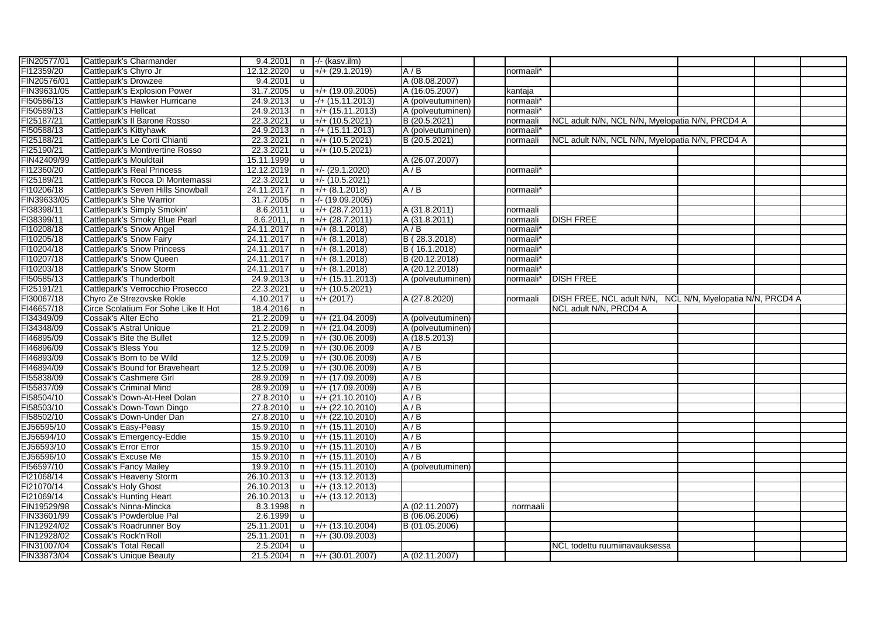| | | | | | | | | | | | |
|---|---|---|---|---|---|---|---|---|---|---|---|
| FIN20577/01 | Cattlepark's Charmander | 9.4.2001 | n | -/- (kasv.ilm) | | | | | | | |
| FI12359/20 | Cattlepark's Chyro Jr | 12.12.2020 | u | +/+ (29.1.2019) | A / B | | normaali* | | | | |
| FIN20576/01 | Cattlepark's Drowzee | 9.4.2001 | u | | A (08.08.2007) | | | | | | |
| FIN39631/05 | Cattlepark's Explosion Power | 31.7.2005 | u | +/+ (19.09.2005) | A (16.05.2007) | | kantaja | | | | |
| FI50586/13 | Cattlepark's Hawker Hurricane | 24.9.2013 | u | -/+ (15.11.2013) | A (polveutuminen) | | normaali* | | | | |
| FI50589/13 | Cattlepark's Hellcat | 24.9.2013 | n | +/+ (15.11.2013) | A (polveutuminen) | | normaali* | | | | |
| FI25187/21 | Cattlepark's Il Barone Rosso | 22.3.2021 | u | +/+ (10.5.2021) | B (20.5.2021) | | normaali | NCL adult N/N, NCL N/N, Myelopatia N/N, PRCD4 A | | | |
| FI50588/13 | Cattlepark's Kittyhawk | 24.9.2013 | n | -/+ (15.11.2013) | A (polveutuminen) | | normaali* | | | | |
| FI25188/21 | Cattlepark's Le Corti Chianti | 22.3.2021 | n | +/+ (10.5.2021) | B (20.5.2021) | | normaali | NCL adult N/N, NCL N/N, Myelopatia N/N, PRCD4 A | | | |
| FI25190/21 | Cattlepark's Montivertine Rosso | 22.3.2021 | u | +/+ (10.5.2021) | | | | | | | |
| FIN42409/99 | Cattlepark's Mouldtail | 15.11.1999 | u | | A (26.07.2007) | | | | | | |
| FI12360/20 | Cattlepark's Real Princess | 12.12.2019 | n | +/- (29.1.2020) | A / B | | normaali* | | | | |
| FI25189/21 | Cattlepark's Rocca Di Montemassi | 22.3.2021 | u | +/- (10.5.2021) | | | | | | | |
| FI10206/18 | Cattlepark's Seven Hills Snowball | 24.11.2017 | n | +/+ (8.1.2018) | A / B | | normaali* | | | | |
| FIN39633/05 | Cattlepark's She Warrior | 31.7.2005 | n | -/- (19.09.2005) | | | | | | | |
| FI38398/11 | Cattlepark's Simply Smokin' | 8.6.2011 | u | +/+ (28.7.2011) | A (31.8.2011) | | normaali | | | | |
| FI38399/11 | Cattlepark's Smoky Blue Pearl | 8.6.2011, | n | +/+ (28.7.2011) | A (31.8.2011) | | normaali | DISH FREE | | | |
| FI10208/18 | Cattlepark's Snow Angel | 24.11.2017 | n | +/+ (8.1.2018) | A / B | | normaali* | | | | |
| FI10205/18 | Cattlepark's Snow Fairy | 24.11.2017 | n | +/+ (8.1.2018) | B ( 28.3.2018) | | normaali* | | | | |
| FI10204/18 | Cattlepark's Snow Princess | 24.11.2017 | n | +/+ (8.1.2018) | B ( 16.1.2018) | | normaali* | | | | |
| FI10207/18 | Cattlepark's Snow Queen | 24.11.2017 | n | +/+ (8.1.2018) | B (20.12.2018) | | normaali* | | | | |
| FI10203/18 | Cattlepark's Snow Storm | 24.11.2017 | u | +/+ (8.1.2018) | A (20.12.2018) | | normaali* | | | | |
| FI50585/13 | Cattlepark's Thunderbolt | 24.9.2013 | u | +/+ (15.11.2013) | A (polveutuminen) | | normaali* | DISH FREE | | | |
| FI25191/21 | Cattlepark's Verrocchio Prosecco | 22.3.2021 | u | +/+ (10.5.2021) | | | | | | | |
| FI30067/18 | Chyro Ze Strezovske Rokle | 4.10.2017 | u | +/+ (2017) | A (27.8.2020) | | normaali | DISH FREE, NCL adult N/N, NCL N/N, Myelopatia N/N, PRCD4 A | | | |
| FI46657/18 | Circe Scolatium For Sohe Like It Hot | 18.4.2016 | n | | | | | NCL adult N/N, PRCD4 A | | | |
| FI34349/09 | Cossak's Alter Echo | 21.2.2009 | u | +/+ (21.04.2009) | A (polveutuminen) | | | | | | |
| FI34348/09 | Cossak's Astral Unique | 21.2.2009 | n | +/+ (21.04.2009) | A (polveutuminen) | | | | | | |
| FI46895/09 | Cossak's Bite the Bullet | 12.5.2009 | n | +/+ (30.06.2009) | A (18.5.2013) | | | | | | |
| FI46896/09 | Cossak's Bless You | 12.5.2009 | n | +/+ (30.06.2009 | A / B | | | | | | |
| FI46893/09 | Cossak's Born to be Wild | 12.5.2009 | u | +/+ (30.06.2009) | A / B | | | | | | |
| FI46894/09 | Cossak's Bound for Braveheart | 12.5.2009 | u | +/+ (30.06.2009) | A / B | | | | | | |
| FI55838/09 | Cossak's Cashmere Girl | 28.9.2009 | n | +/+ (17.09.2009) | A / B | | | | | | |
| FI55837/09 | Cossak's Criminal Mind | 28.9.2009 | u | +/+ (17.09.2009) | A / B | | | | | | |
| FI58504/10 | Cossak's Down-At-Heel Dolan | 27.8.2010 | u | +/+ (21.10.2010) | A / B | | | | | | |
| FI58503/10 | Cossak's Down-Town Dingo | 27.8.2010 | u | +/+ (22.10.2010) | A / B | | | | | | |
| FI58502/10 | Cossak's Down-Under Dan | 27.8.2010 | u | +/+ (22.10.2010) | A / B | | | | | | |
| EJ56595/10 | Cossak's Easy-Peasy | 15.9.2010 | n | +/+ (15.11.2010) | A / B | | | | | | |
| EJ56594/10 | Cossak's Emergency-Eddie | 15.9.2010 | u | +/+ (15.11.2010) | A / B | | | | | | |
| EJ56593/10 | Cossak's Error Error | 15.9.2010 | u | +/+ (15.11.2010) | A / B | | | | | | |
| EJ56596/10 | Cossak's Excuse Me | 15.9.2010 | n | +/+ (15.11.2010) | A / B | | | | | | |
| FI56597/10 | Cossak's Fancy Mailey | 19.9.2010 | n | +/+ (15.11.2010) | A (polveutuminen) | | | | | | |
| FI21068/14 | Cossak's Heaveny Storm | 26.10.2013 | u | +/+ (13.12.2013) | | | | | | | |
| FI21070/14 | Cossak's Holy Ghost | 26.10.2013 | u | +/+ (13.12.2013) | | | | | | | |
| FI21069/14 | Cossak's Hunting Heart | 26.10.2013 | u | +/+ (13.12.2013) | | | | | | | |
| FIN19529/98 | Cossak's Ninna-Mincka | 8.3.1998 | n | | A (02.11.2007) | | normaali | | | | |
| FIN33601/99 | Cossak's Powderblue Pal | 2.6.1999 | u | | B (06.06.2006) | | | | | | |
| FIN12924/02 | Cossak's Roadrunner Boy | 25.11.2001 | u | +/+ (13.10.2004) | B (01.05.2006) | | | | | | |
| FIN12928/02 | Cossak's Rock'n'Roll | 25.11.2001 | n | +/+ (30.09.2003) | | | | | | | |
| FIN31007/04 | Cossak's Total Recall | 2.5.2004 | u | | | | | NCL todettu ruumiinavauksessa | | | |
| FIN33873/04 | Cossak's Unique Beauty | 21.5.2004 | n | +/+ (30.01.2007) | A (02.11.2007) | | | | | | |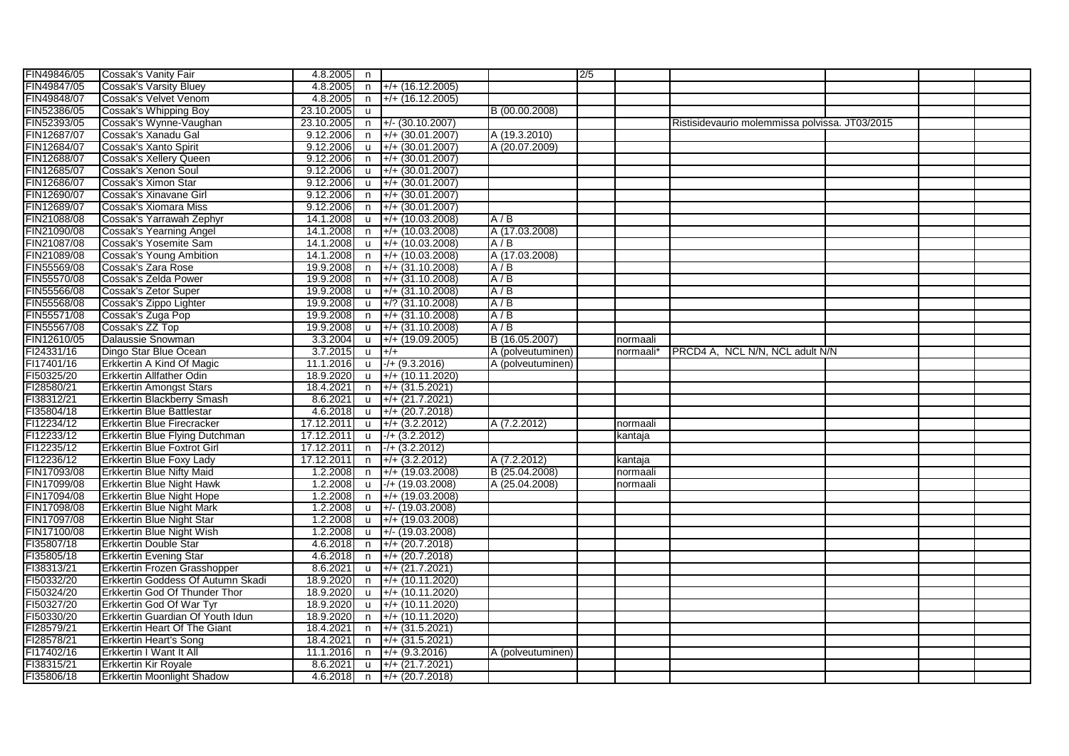| | | | | | | | | | | | |
|---|---|---|---|---|---|---|---|---|---|---|---|
| FIN49846/05 | Cossak's Vanity Fair | 4.8.2005 | n | | | 2/5 | | | | | |
| FIN49847/05 | Cossak's Varsity Bluey | 4.8.2005 | n | +/+ (16.12.2005) | | | | | | | |
| FIN49848/07 | Cossak's Velvet Venom | 4.8.2005 | n | +/+ (16.12.2005) | | | | | | | |
| FIN52386/05 | Cossak's Whipping Boy | 23.10.2005 | u | | B (00.00.2008) | | | | | | |
| FIN52393/05 | Cossak's Wynne-Vaughan | 23.10.2005 | n | +/- (30.10.2007) | | | | Ristisidevaurio molemmissa polvissa. JT03/2015 | | | |
| FIN12687/07 | Cossak's Xanadu Gal | 9.12.2006 | n | +/+ (30.01.2007) | A (19.3.2010) | | | | | | |
| FIN12684/07 | Cossak's Xanto Spirit | 9.12.2006 | u | +/+ (30.01.2007) | A (20.07.2009) | | | | | | |
| FIN12688/07 | Cossak's Xellery Queen | 9.12.2006 | n | +/+ (30.01.2007) | | | | | | | |
| FIN12685/07 | Cossak's Xenon Soul | 9.12.2006 | u | +/+ (30.01.2007) | | | | | | | |
| FIN12686/07 | Cossak's Ximon Star | 9.12.2006 | u | +/+ (30.01.2007) | | | | | | | |
| FIN12690/07 | Cossak's Xinavane Girl | 9.12.2006 | n | +/+ (30.01.2007) | | | | | | | |
| FIN12689/07 | Cossak's Xiomara Miss | 9.12.2006 | n | +/+ (30.01.2007) | | | | | | | |
| FIN21088/08 | Cossak's Yarrawah Zephyr | 14.1.2008 | u | +/+ (10.03.2008) | A / B | | | | | | |
| FIN21090/08 | Cossak's Yearning Angel | 14.1.2008 | n | +/+ (10.03.2008) | A (17.03.2008) | | | | | | |
| FIN21087/08 | Cossak's Yosemite Sam | 14.1.2008 | u | +/+ (10.03.2008) | A / B | | | | | | |
| FIN21089/08 | Cossak's Young Ambition | 14.1.2008 | n | +/+ (10.03.2008) | A (17.03.2008) | | | | | | |
| FIN55569/08 | Cossak's Zara Rose | 19.9.2008 | n | +/+ (31.10.2008) | A / B | | | | | | |
| FIN55570/08 | Cossak's Zelda Power | 19.9.2008 | n | +/+ (31.10.2008) | A / B | | | | | | |
| FIN55566/08 | Cossak's Zetor Super | 19.9.2008 | u | +/+ (31.10.2008) | A / B | | | | | | |
| FIN55568/08 | Cossak's Zippo Lighter | 19.9.2008 | u | +/? (31.10.2008) | A / B | | | | | | |
| FIN55571/08 | Cossak's Zuga Pop | 19.9.2008 | n | +/+ (31.10.2008) | A / B | | | | | | |
| FIN55567/08 | Cossak's ZZ Top | 19.9.2008 | u | +/+ (31.10.2008) | A / B | | | | | | |
| FIN12610/05 | Dalaussie Snowman | 3.3.2004 | u | +/+ (19.09.2005) | B (16.05.2007) | | normaali | | | | |
| FI24331/16 | Dingo Star Blue Ocean | 3.7.2015 | u | +/+ | A (polveutuminen) | | normaali* | PRCD4 A, NCL N/N, NCL adult N/N | | | |
| FI17401/16 | Erkkertin A Kind Of Magic | 11.1.2016 | u | -/+ (9.3.2016) | A (polveutuminen) | | | | | | |
| FI50325/20 | Erkkertin Allfather Odin | 18.9.2020 | u | +/+ (10.11.2020) | | | | | | | |
| FI28580/21 | Erkkertin Amongst Stars | 18.4.2021 | n | +/+ (31.5.2021) | | | | | | | |
| FI38312/21 | Erkkertin Blackberry Smash | 8.6.2021 | u | +/+ (21.7.2021) | | | | | | | |
| FI35804/18 | Erkkertin Blue Battlestar | 4.6.2018 | u | +/+ (20.7.2018) | | | | | | | |
| FI12234/12 | Erkkertin Blue Firecracker | 17.12.2011 | u | +/+ (3.2.2012) | A (7.2.2012) | | normaali | | | | |
| FI12233/12 | Erkkertin Blue Flying Dutchman | 17.12.2011 | u | -/+ (3.2.2012) | | | kantaja | | | | |
| FI12235/12 | Erkkertin Blue Foxtrot Girl | 17.12.2011 | n | -/+ (3.2.2012) | | | | | | | |
| FI12236/12 | Erkkertin Blue Foxy Lady | 17.12.2011 | n | +/+ (3.2.2012) | A (7.2.2012) | | kantaja | | | | |
| FIN17093/08 | Erkkertin Blue Nifty Maid | 1.2.2008 | n | +/+ (19.03.2008) | B (25.04.2008) | | normaali | | | | |
| FIN17099/08 | Erkkertin Blue Night Hawk | 1.2.2008 | u | -/+ (19.03.2008) | A (25.04.2008) | | normaali | | | | |
| FIN17094/08 | Erkkertin Blue Night Hope | 1.2.2008 | n | +/+ (19.03.2008) | | | | | | | |
| FIN17098/08 | Erkkertin Blue Night Mark | 1.2.2008 | u | +/- (19.03.2008) | | | | | | | |
| FIN17097/08 | Erkkertin Blue Night Star | 1.2.2008 | u | +/+ (19.03.2008) | | | | | | | |
| FIN17100/08 | Erkkertin Blue Night Wish | 1.2.2008 | u | +/- (19.03.2008) | | | | | | | |
| FI35807/18 | Erkkertin Double Star | 4.6.2018 | n | +/+ (20.7.2018) | | | | | | | |
| FI35805/18 | Erkkertin Evening Star | 4.6.2018 | n | +/+ (20.7.2018) | | | | | | | |
| FI38313/21 | Erkkertin Frozen Grasshopper | 8.6.2021 | u | +/+ (21.7.2021) | | | | | | | |
| FI50332/20 | Erkkertin Goddess Of Autumn Skadi | 18.9.2020 | n | +/+ (10.11.2020) | | | | | | | |
| FI50324/20 | Erkkertin God Of Thunder Thor | 18.9.2020 | u | +/+ (10.11.2020) | | | | | | | |
| FI50327/20 | Erkkertin God Of War Tyr | 18.9.2020 | u | +/+ (10.11.2020) | | | | | | | |
| FI50330/20 | Erkkertin Guardian Of Youth Idun | 18.9.2020 | n | +/+ (10.11.2020) | | | | | | | |
| FI28579/21 | Erkkertin Heart Of The Giant | 18.4.2021 | n | +/+ (31.5.2021) | | | | | | | |
| FI28578/21 | Erkkertin Heart's Song | 18.4.2021 | n | +/+ (31.5.2021) | | | | | | | |
| FI17402/16 | Erkkertin I Want It All | 11.1.2016 | n | +/+ (9.3.2016) | A (polveutuminen) | | | | | | |
| FI38315/21 | Erkkertin Kir Royale | 8.6.2021 | u | +/+ (21.7.2021) | | | | | | | |
| FI35806/18 | Erkkertin Moonlight Shadow | 4.6.2018 | n | +/+ (20.7.2018) | | | | | | | |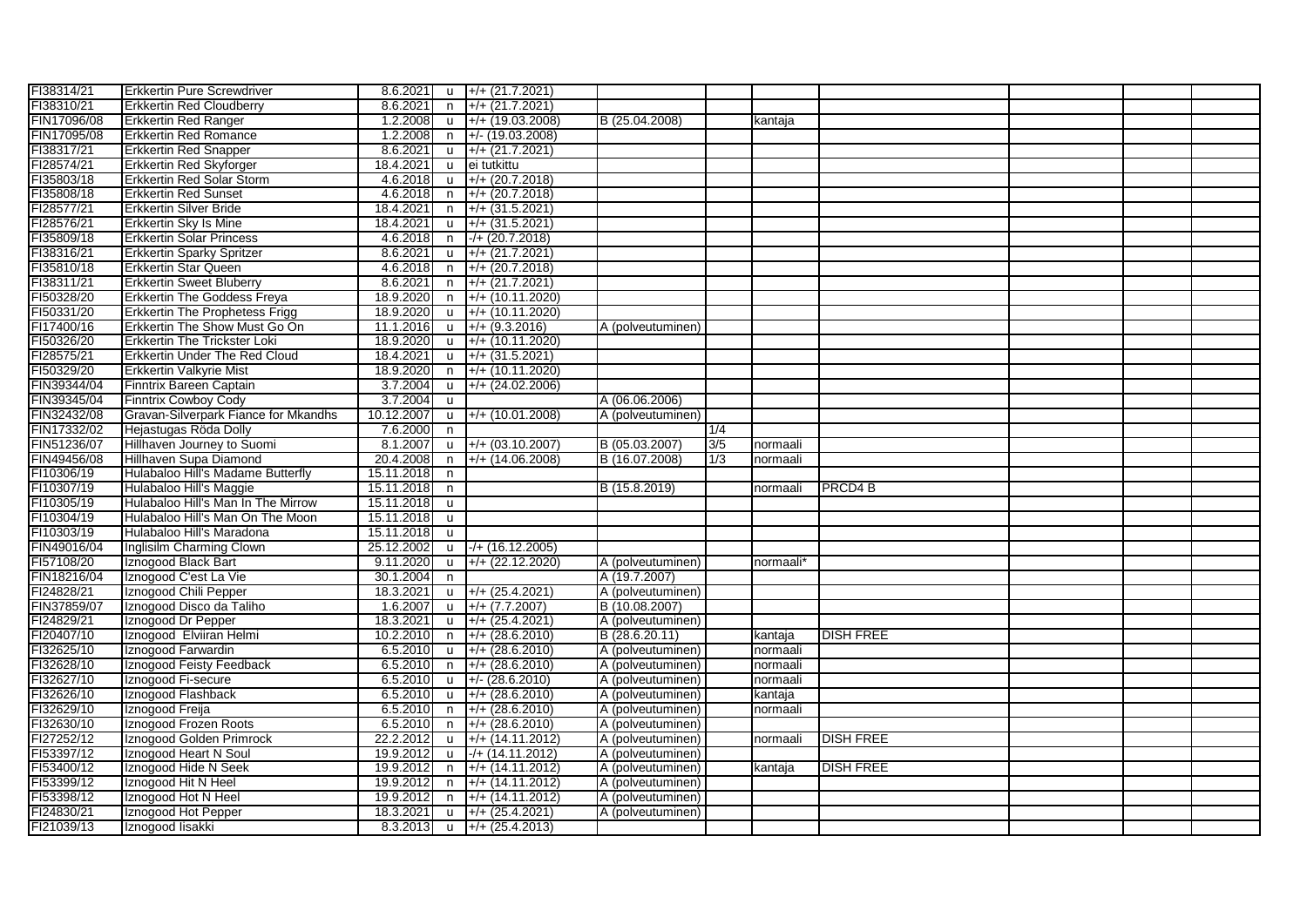| | | | | | | | | | | | |
|---|---|---|---|---|---|---|---|---|---|---|---|
| FI38314/21 | Erkkertin Pure Screwdriver | 8.6.2021 | u | +/+ (21.7.2021) | | | | | | | |
| FI38310/21 | Erkkertin Red Cloudberry | 8.6.2021 | n | +/+ (21.7.2021) | | | | | | | |
| FIN17096/08 | Erkkertin Red Ranger | 1.2.2008 | u | +/+ (19.03.2008) | B (25.04.2008) | | kantaja | | | | |
| FIN17095/08 | Erkkertin Red Romance | 1.2.2008 | n | +/- (19.03.2008) | | | | | | | |
| FI38317/21 | Erkkertin Red Snapper | 8.6.2021 | u | +/+ (21.7.2021) | | | | | | | |
| FI28574/21 | Erkkertin Red Skyforger | 18.4.2021 | u | ei tutkittu | | | | | | | |
| FI35803/18 | Erkkertin Red Solar Storm | 4.6.2018 | u | +/+ (20.7.2018) | | | | | | | |
| FI35808/18 | Erkkertin Red Sunset | 4.6.2018 | n | +/+ (20.7.2018) | | | | | | | |
| FI28577/21 | Erkkertin Silver Bride | 18.4.2021 | n | +/+ (31.5.2021) | | | | | | | |
| FI28576/21 | Erkkertin Sky Is Mine | 18.4.2021 | u | +/+ (31.5.2021) | | | | | | | |
| FI35809/18 | Erkkertin Solar Princess | 4.6.2018 | n | -/+ (20.7.2018) | | | | | | | |
| FI38316/21 | Erkkertin Sparky Spritzer | 8.6.2021 | u | +/+ (21.7.2021) | | | | | | | |
| FI35810/18 | Erkkertin Star Queen | 4.6.2018 | n | +/+ (20.7.2018) | | | | | | | |
| FI38311/21 | Erkkertin Sweet Bluberry | 8.6.2021 | n | +/+ (21.7.2021) | | | | | | | |
| FI50328/20 | Erkkertin The Goddess Freya | 18.9.2020 | n | +/+ (10.11.2020) | | | | | | | |
| FI50331/20 | Erkkertin The Prophetess Frigg | 18.9.2020 | u | +/+ (10.11.2020) | | | | | | | |
| FI17400/16 | Erkkertin The Show Must Go On | 11.1.2016 | u | +/+ (9.3.2016) | A (polveutuminen) | | | | | | |
| FI50326/20 | Erkkertin The Trickster Loki | 18.9.2020 | u | +/+ (10.11.2020) | | | | | | | |
| FI28575/21 | Erkkertin Under The Red Cloud | 18.4.2021 | u | +/+ (31.5.2021) | | | | | | | |
| FI50329/20 | Erkkertin Valkyrie Mist | 18.9.2020 | n | +/+ (10.11.2020) | | | | | | | |
| FIN39344/04 | Finntrix Bareen Captain | 3.7.2004 | u | +/+ (24.02.2006) | | | | | | | |
| FIN39345/04 | Finntrix Cowboy Cody | 3.7.2004 | u | | A (06.06.2006) | | | | | | |
| FIN32432/08 | Gravan-Silverpark Fiance for Mkandhs | 10.12.2007 | u | +/+ (10.01.2008) | A (polveutuminen) | | | | | | |
| FIN17332/02 | Hejastugas Röda Dolly | 7.6.2000 | n | | | 1/4 | | | | | |
| FIN51236/07 | Hillhaven Journey to Suomi | 8.1.2007 | u | +/+ (03.10.2007) | B (05.03.2007) | 3/5 | normaali | | | | |
| FIN49456/08 | Hillhaven Supa Diamond | 20.4.2008 | n | +/+ (14.06.2008) | B (16.07.2008) | 1/3 | normaali | | | | |
| FI10306/19 | Hulabaloo Hill's Madame Butterfly | 15.11.2018 | n | | | | | | | | |
| FI10307/19 | Hulabaloo Hill's Maggie | 15.11.2018 | n | | B (15.8.2019) | | normaali | PRCD4 B | | | |
| FI10305/19 | Hulabaloo Hill's Man In The Mirrow | 15.11.2018 | u | | | | | | | | |
| FI10304/19 | Hulabaloo Hill's Man On The Moon | 15.11.2018 | u | | | | | | | | |
| FI10303/19 | Hulabaloo Hill's Maradona | 15.11.2018 | u | | | | | | | | |
| FIN49016/04 | Inglisilm Charming Clown | 25.12.2002 | u | -/+ (16.12.2005) | | | | | | | |
| FI57108/20 | Iznogood Black Bart | 9.11.2020 | u | +/+ (22.12.2020) | A (polveutuminen) | | normaali* | | | | |
| FIN18216/04 | Iznogood C'est La Vie | 30.1.2004 | n | | A (19.7.2007) | | | | | | |
| FI24828/21 | Iznogood Chili Pepper | 18.3.2021 | u | +/+ (25.4.2021) | A (polveutuminen) | | | | | | |
| FIN37859/07 | Iznogood Disco da Taliho | 1.6.2007 | u | +/+ (7.7.2007) | B (10.08.2007) | | | | | | |
| FI24829/21 | Iznogood Dr Pepper | 18.3.2021 | u | +/+ (25.4.2021) | A (polveutuminen) | | | | | | |
| FI20407/10 | Iznogood Elviiran Helmi | 10.2.2010 | n | +/+ (28.6.2010) | B (28.6.20.11) | | kantaja | DISH FREE | | | |
| FI32625/10 | Iznogood Farwardin | 6.5.2010 | u | +/+ (28.6.2010) | A (polveutuminen) | | normaali | | | | |
| FI32628/10 | Iznogood Feisty Feedback | 6.5.2010 | n | +/+ (28.6.2010) | A (polveutuminen) | | normaali | | | | |
| FI32627/10 | Iznogood Fi-secure | 6.5.2010 | u | +/- (28.6.2010) | A (polveutuminen) | | normaali | | | | |
| FI32626/10 | Iznogood Flashback | 6.5.2010 | u | +/+ (28.6.2010) | A (polveutuminen) | | kantaja | | | | |
| FI32629/10 | Iznogood Freija | 6.5.2010 | n | +/+ (28.6.2010) | A (polveutuminen) | | normaali | | | | |
| FI32630/10 | Iznogood Frozen Roots | 6.5.2010 | n | +/+ (28.6.2010) | A (polveutuminen) | | | | | | |
| FI27252/12 | Iznogood Golden Primrock | 22.2.2012 | u | +/+ (14.11.2012) | A (polveutuminen) | | normaali | DISH FREE | | | |
| FI53397/12 | Iznogood Heart N Soul | 19.9.2012 | u | -/+ (14.11.2012) | A (polveutuminen) | | | | | | |
| FI53400/12 | Iznogood Hide N Seek | 19.9.2012 | n | +/+ (14.11.2012) | A (polveutuminen) | | kantaja | DISH FREE | | | |
| FI53399/12 | Iznogood Hit N Heel | 19.9.2012 | n | +/+ (14.11.2012) | A (polveutuminen) | | | | | | |
| FI53398/12 | Iznogood Hot N Heel | 19.9.2012 | n | +/+ (14.11.2012) | A (polveutuminen) | | | | | | |
| FI24830/21 | Iznogood Hot Pepper | 18.3.2021 | u | +/+ (25.4.2021) | A (polveutuminen) | | | | | | |
| FI21039/13 | Iznogood Iisakki | 8.3.2013 | u | +/+ (25.4.2013) | | | | | | | |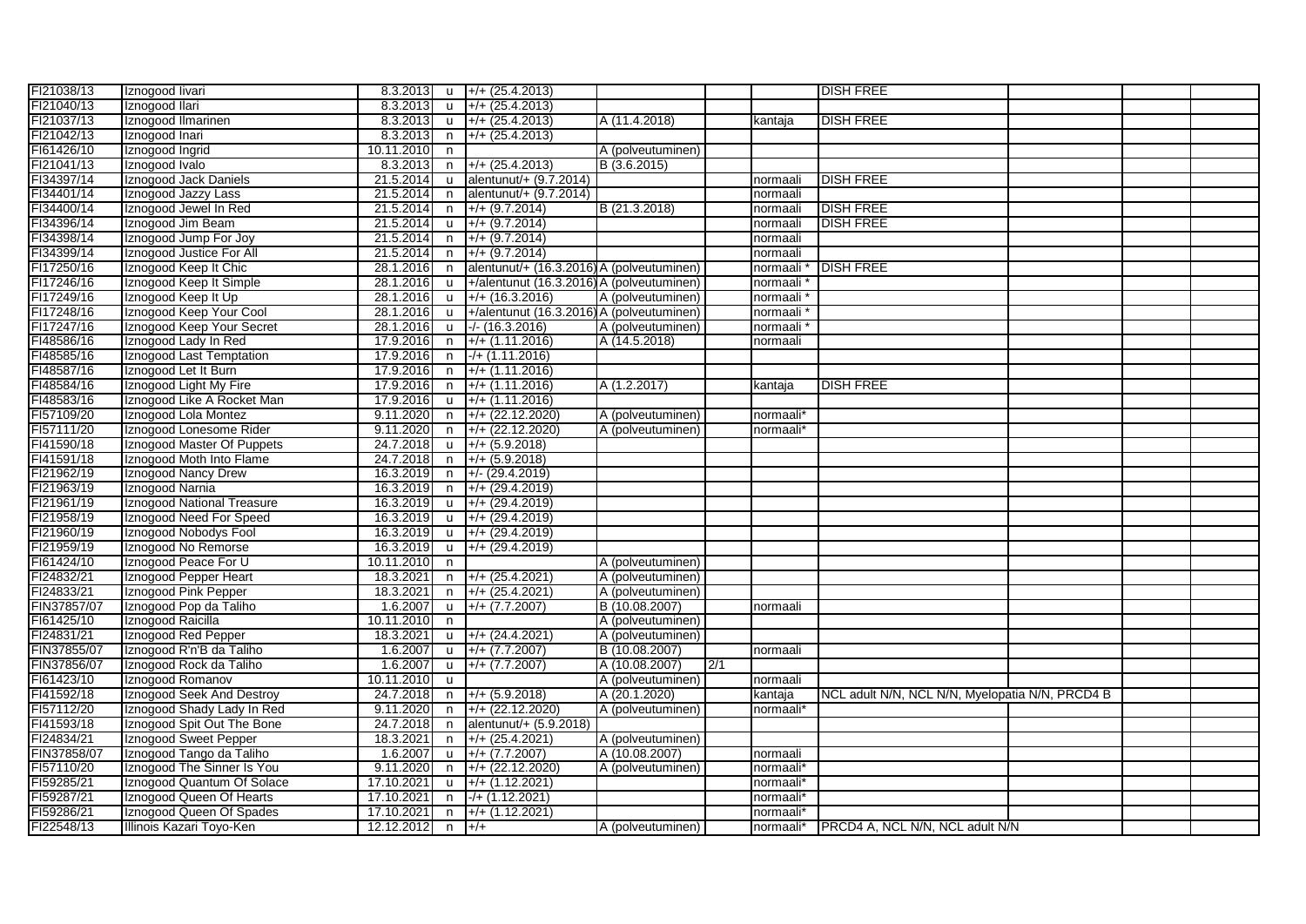| | | | | | | | | | | | |
|---|---|---|---|---|---|---|---|---|---|---|---|
| FI21038/13 | Iznogood Iivari | 8.3.2013 | u | +/+ (25.4.2013) | | | | DISH FREE | | | |
| FI21040/13 | Iznogood Ilari | 8.3.2013 | u | +/+ (25.4.2013) | | | | | | | |
| FI21037/13 | Iznogood Ilmarinen | 8.3.2013 | u | +/+ (25.4.2013) | A (11.4.2018) | | kantaja | DISH FREE | | | |
| FI21042/13 | Iznogood Inari | 8.3.2013 | n | +/+ (25.4.2013) | | | | | | | |
| FI61426/10 | Iznogood Ingrid | 10.11.2010 | n | | A (polveutuminen) | | | | | | |
| FI21041/13 | Iznogood Ivalo | 8.3.2013 | n | +/+ (25.4.2013) | B (3.6.2015) | | | | | | |
| FI34397/14 | Iznogood Jack Daniels | 21.5.2014 | u | alentunut/+ (9.7.2014) | | | normaali | DISH FREE | | | |
| FI34401/14 | Iznogood Jazzy Lass | 21.5.2014 | n | alentunut/+ (9.7.2014) | | | normaali | | | | |
| FI34400/14 | Iznogood Jewel In Red | 21.5.2014 | n | +/+ (9.7.2014) | B (21.3.2018) | | normaali | DISH FREE | | | |
| FI34396/14 | Iznogood Jim Beam | 21.5.2014 | u | +/+ (9.7.2014) | | | normaali | DISH FREE | | | |
| FI34398/14 | Iznogood Jump For Joy | 21.5.2014 | n | +/+ (9.7.2014) | | | normaali | | | | |
| FI34399/14 | Iznogood Justice For All | 21.5.2014 | n | +/+ (9.7.2014) | | | normaali | | | | |
| FI17250/16 | Iznogood Keep It Chic | 28.1.2016 | n | alentunut/+ (16.3.2016) | A (polveutuminen) | | normaali * | DISH FREE | | | |
| FI17246/16 | Iznogood Keep It Simple | 28.1.2016 | u | +/alentunut (16.3.2016) | A (polveutuminen) | | normaali * | | | | |
| FI17249/16 | Iznogood Keep It Up | 28.1.2016 | u | +/+ (16.3.2016) | A (polveutuminen) | | normaali * | | | | |
| FI17248/16 | Iznogood Keep Your Cool | 28.1.2016 | u | +/alentunut (16.3.2016) | A (polveutuminen) | | normaali * | | | | |
| FI17247/16 | Iznogood Keep Your Secret | 28.1.2016 | u | -/- (16.3.2016) | A (polveutuminen) | | normaali * | | | | |
| FI48586/16 | Iznogood Lady In Red | 17.9.2016 | n | +/+ (1.11.2016) | A (14.5.2018) | | normaali | | | | |
| FI48585/16 | Iznogood Last Temptation | 17.9.2016 | n | -/+ (1.11.2016) | | | | | | | |
| FI48587/16 | Iznogood Let It Burn | 17.9.2016 | n | +/+ (1.11.2016) | | | | | | | |
| FI48584/16 | Iznogood Light My Fire | 17.9.2016 | n | +/+ (1.11.2016) | A (1.2.2017) | | kantaja | DISH FREE | | | |
| FI48583/16 | Iznogood Like A Rocket Man | 17.9.2016 | u | +/+ (1.11.2016) | | | | | | | |
| FI57109/20 | Iznogood Lola Montez | 9.11.2020 | n | +/+ (22.12.2020) | A (polveutuminen) | | normaali* | | | | |
| FI57111/20 | Iznogood Lonesome Rider | 9.11.2020 | n | +/+ (22.12.2020) | A (polveutuminen) | | normaali* | | | | |
| FI41590/18 | Iznogood Master Of Puppets | 24.7.2018 | u | +/+ (5.9.2018) | | | | | | | |
| FI41591/18 | Iznogood Moth Into Flame | 24.7.2018 | n | +/+ (5.9.2018) | | | | | | | |
| FI21962/19 | Iznogood Nancy Drew | 16.3.2019 | n | +/- (29.4.2019) | | | | | | | |
| FI21963/19 | Iznogood Narnia | 16.3.2019 | n | +/+ (29.4.2019) | | | | | | | |
| FI21961/19 | Iznogood National Treasure | 16.3.2019 | u | +/+ (29.4.2019) | | | | | | | |
| FI21958/19 | Iznogood Need For Speed | 16.3.2019 | u | +/+ (29.4.2019) | | | | | | | |
| FI21960/19 | Iznogood Nobodys Fool | 16.3.2019 | u | +/+ (29.4.2019) | | | | | | | |
| FI21959/19 | Iznogood No Remorse | 16.3.2019 | u | +/+ (29.4.2019) | | | | | | | |
| FI61424/10 | Iznogood Peace For U | 10.11.2010 | n | | A (polveutuminen) | | | | | | |
| FI24832/21 | Iznogood Pepper Heart | 18.3.2021 | n | +/+ (25.4.2021) | A (polveutuminen) | | | | | | |
| FI24833/21 | Iznogood Pink Pepper | 18.3.2021 | n | +/+ (25.4.2021) | A (polveutuminen) | | | | | | |
| FIN37857/07 | Iznogood Pop da Taliho | 1.6.2007 | u | +/+ (7.7.2007) | B (10.08.2007) | | normaali | | | | |
| FI61425/10 | Iznogood Raicilla | 10.11.2010 | n | | A (polveutuminen) | | | | | | |
| FI24831/21 | Iznogood Red Pepper | 18.3.2021 | u | +/+ (24.4.2021) | A (polveutuminen) | | | | | | |
| FIN37855/07 | Iznogood R'n'B da Taliho | 1.6.2007 | u | +/+ (7.7.2007) | B (10.08.2007) | | normaali | | | | |
| FIN37856/07 | Iznogood Rock da Taliho | 1.6.2007 | u | +/+ (7.7.2007) | A (10.08.2007) | 2/1 | | | | | |
| FI61423/10 | Iznogood Romanov | 10.11.2010 | u | | A (polveutuminen) | | normaali | | | | |
| FI41592/18 | Iznogood Seek And Destroy | 24.7.2018 | n | +/+ (5.9.2018) | A (20.1.2020) | | kantaja | NCL adult N/N, NCL N/N, Myelopatia N/N, PRCD4 B | | | |
| FI57112/20 | Iznogood Shady Lady In Red | 9.11.2020 | n | +/+ (22.12.2020) | A (polveutuminen) | | normaali* | | | | |
| FI41593/18 | Iznogood Spit Out The Bone | 24.7.2018 | n | alentunut/+ (5.9.2018) | | | | | | | |
| FI24834/21 | Iznogood Sweet Pepper | 18.3.2021 | n | +/+ (25.4.2021) | A (polveutuminen) | | | | | | |
| FIN37858/07 | Iznogood Tango da Taliho | 1.6.2007 | u | +/+ (7.7.2007) | A (10.08.2007) | | normaali | | | | |
| FI57110/20 | Iznogood The Sinner Is You | 9.11.2020 | n | +/+ (22.12.2020) | A (polveutuminen) | | normaali* | | | | |
| FI59285/21 | Iznogood Quantum Of Solace | 17.10.2021 | u | +/+ (1.12.2021) | | | normaali* | | | | |
| FI59287/21 | Iznogood Queen Of Hearts | 17.10.2021 | n | -/+ (1.12.2021) | | | normaali* | | | | |
| FI59286/21 | Iznogood Queen Of Spades | 17.10.2021 | n | +/+ (1.12.2021) | | | normaali* | | | | |
| FI22548/13 | Illinois Kazari Toyo-Ken | 12.12.2012 | n | +/+ | A (polveutuminen) | | normaali* | PRCD4 A, NCL N/N, NCL adult N/N | | | |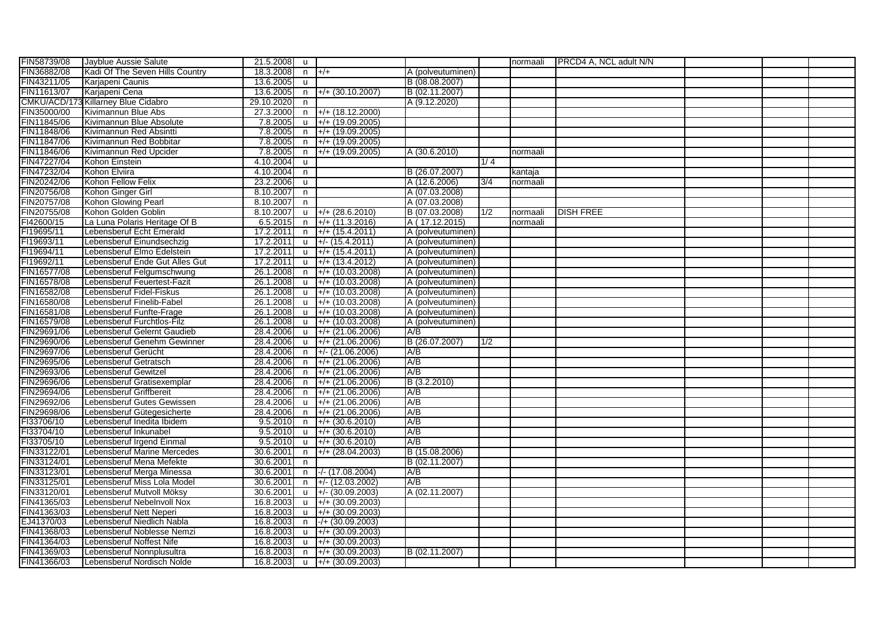| | | | | | | | | | | | | |
|---|---|---|---|---|---|---|---|---|---|---|---|---|
| FIN58739/08 | Jayblue Aussie Salute | 21.5.2008 | u | | | | normaali | PRCD4 A, NCL adult N/N | | | | |
| FIN36882/08 | Kadi Of The Seven Hills Country | 18.3.2008 | n | +/+ | A (polveutuminen) | | | | | | | |
| FIN43211/05 | Karjapeni Caunis | 13.6.2005 | u | | B (08.08.2007) | | | | | | | |
| FIN11613/07 | Karjapeni Cena | 13.6.2005 | n | +/+ (30.10.2007) | B (02.11.2007) | | | | | | | |
| CMKU/ACD/173 | Killarney Blue Cidabro | 29.10.2020 | n | | A (9.12.2020) | | | | | | | |
| FIN35000/00 | Kivimannun Blue Abs | 27.3.2000 | n | +/+ (18.12.2000) | | | | | | | | |
| FIN11845/06 | Kivimannun Blue Absolute | 7.8.2005 | u | +/+ (19.09.2005) | | | | | | | | |
| FIN11848/06 | Kivimannun Red Absintti | 7.8.2005 | n | +/+ (19.09.2005) | | | | | | | | |
| FIN11847/06 | Kivimannun Red Bobbitar | 7.8.2005 | n | +/+ (19.09.2005) | | | | | | | | |
| FIN11846/06 | Kivimannun Red Upcider | 7.8.2005 | n | +/+ (19.09.2005) | A (30.6.2010) | | normaali | | | | | |
| FIN47227/04 | Kohon Einstein | 4.10.2004 | u | | | 1/ 4 | | | | | | |
| FIN47232/04 | Kohon Elviira | 4.10.2004 | n | | B (26.07.2007) | | kantaja | | | | | |
| FIN20242/06 | Kohon Fellow Felix | 23.2.2006 | u | | A (12.6.2006) | 3/4 | normaali | | | | | |
| FIN20756/08 | Kohon Ginger Girl | 8.10.2007 | n | | A (07.03.2008) | | | | | | | |
| FIN20757/08 | Kohon Glowing Pearl | 8.10.2007 | n | | A (07.03.2008) | | | | | | | |
| FIN20755/08 | Kohon Golden Goblin | 8.10.2007 | u | +/+ (28.6.2010) | B (07.03.2008) | 1/2 | normaali | DISH FREE | | | | |
| FI42600/15 | La Luna Polaris Heritage Of B | 6.5.2015 | n | +/+ (11.3.2016) | A ( 17.12.2015) | | normaali | | | | | |
| FI19695/11 | Lebensberuf Echt Emerald | 17.2.2011 | n | +/+ (15.4.2011) | A (polveutuminen) | | | | | | | |
| FI19693/11 | Lebensberuf Einundsechzig | 17.2.2011 | u | +/- (15.4.2011) | A (polveutuminen) | | | | | | | |
| FI19694/11 | Lebensberuf Elmo Edelstein | 17.2.2011 | u | +/+ (15.4.2011) | A (polveutuminen) | | | | | | | |
| FI19692/11 | Lebensberuf Ende Gut Alles Gut | 17.2.2011 | u | +/+ (13.4.2012) | A (polveutuminen) | | | | | | | |
| FIN16577/08 | Lebensberuf Felgumschwung | 26.1.2008 | n | +/+ (10.03.2008) | A (polveutuminen) | | | | | | | |
| FIN16578/08 | Lebensberuf Feuertest-Fazit | 26.1.2008 | u | +/+ (10.03.2008) | A (polveutuminen) | | | | | | | |
| FIN16582/08 | Lebensberuf Fidel-Fiskus | 26.1.2008 | u | +/+ (10.03.2008) | A (polveutuminen) | | | | | | | |
| FIN16580/08 | Lebensberuf Finelib-Fabel | 26.1.2008 | u | +/+ (10.03.2008) | A (polveutuminen) | | | | | | | |
| FIN16581/08 | Lebensberuf Funfte-Frage | 26.1.2008 | u | +/+ (10.03.2008) | A (polveutuminen) | | | | | | | |
| FIN16579/08 | Lebensberuf Furchtlos-Filz | 26.1.2008 | u | +/+ (10.03.2008) | A (polveutuminen) | | | | | | | |
| FIN29691/06 | Lebensberuf Gelernt Gaudieb | 28.4.2006 | u | +/+ (21.06.2006) | A/B | | | | | | | |
| FIN29690/06 | Lebensberuf Genehm Gewinner | 28.4.2006 | u | +/+ (21.06.2006) | B (26.07.2007) | 1/2 | | | | | | |
| FIN29697/06 | Lebensberuf Gerücht | 28.4.2006 | n | +/- (21.06.2006) | A/B | | | | | | | |
| FIN29695/06 | Lebensberuf Getratsch | 28.4.2006 | n | +/+ (21.06.2006) | A/B | | | | | | | |
| FIN29693/06 | Lebensberuf Gewitzel | 28.4.2006 | n | +/+ (21.06.2006) | A/B | | | | | | | |
| FIN29696/06 | Lebensberuf Gratisexemplar | 28.4.2006 | n | +/+ (21.06.2006) | B (3.2.2010) | | | | | | | |
| FIN29694/06 | Lebensberuf Griffbereit | 28.4.2006 | n | +/+ (21.06.2006) | A/B | | | | | | | |
| FIN29692/06 | Lebensberuf Gutes Gewissen | 28.4.2006 | u | +/+ (21.06.2006) | A/B | | | | | | | |
| FIN29698/06 | Lebensberuf Gütegesicherte | 28.4.2006 | n | +/+ (21.06.2006) | A/B | | | | | | | |
| FI33706/10 | Lebensberuf Inedita Ibidem | 9.5.2010 | n | +/+ (30.6.2010) | A/B | | | | | | | |
| FI33704/10 | Lebensberuf Inkunabel | 9.5.2010 | u | +/+ (30.6.2010) | A/B | | | | | | | |
| FI33705/10 | Lebensberuf Irgend Einmal | 9.5.2010 | u | +/+ (30.6.2010) | A/B | | | | | | | |
| FIN33122/01 | Lebensberuf Marine Mercedes | 30.6.2001 | n | +/+ (28.04.2003) | B (15.08.2006) | | | | | | | |
| FIN33124/01 | Lebensberuf Mena Mefekte | 30.6.2001 | n | | B (02.11.2007) | | | | | | | |
| FIN33123/01 | Lebensberuf Merga Minessa | 30.6.2001 | n | -/- (17.08.2004) | A/B | | | | | | | |
| FIN33125/01 | Lebensberuf Miss Lola Model | 30.6.2001 | n | +/- (12.03.2002) | A/B | | | | | | | |
| FIN33120/01 | Lebensberuf Mutvoll Möksy | 30.6.2001 | u | +/- (30.09.2003) | A (02.11.2007) | | | | | | | |
| FIN41365/03 | Lebensberuf Nebelnvoll Nox | 16.8.2003 | u | +/+ (30.09.2003) | | | | | | | | |
| FIN41363/03 | Lebensberuf Nett Neperi | 16.8.2003 | u | +/+ (30.09.2003) | | | | | | | | |
| EJ41370/03 | Lebensberuf Niedlich Nabla | 16.8.2003 | n | -/+ (30.09.2003) | | | | | | | | |
| FIN41368/03 | Lebensberuf Noblesse Nemzi | 16.8.2003 | u | +/+ (30.09.2003) | | | | | | | | |
| FIN41364/03 | Lebensberuf Noffest Nife | 16.8.2003 | u | +/+ (30.09.2003) | | | | | | | | |
| FIN41369/03 | Lebensberuf Nonnplusultra | 16.8.2003 | n | +/+ (30.09.2003) | B (02.11.2007) | | | | | | | |
| FIN41366/03 | Lebensberuf Nordisch Nolde | 16.8.2003 | u | +/+ (30.09.2003) | | | | | | | | |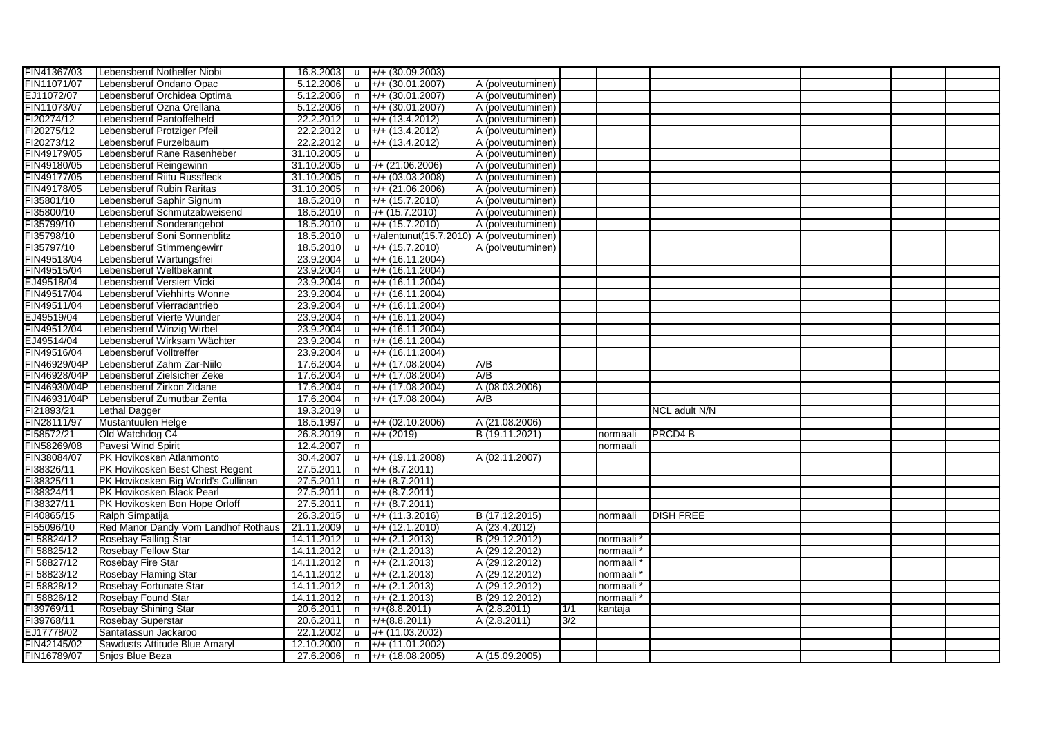| | | | | | | | | | | | |
|---|---|---|---|---|---|---|---|---|---|---|---|
| FIN41367/03 | Lebensberuf Nothelfer Niobi | 16.8.2003 | u | +/+ (30.09.2003) | | | | | | | |
| FIN11071/07 | Lebensberuf Ondano Opac | 5.12.2006 | u | +/+ (30.01.2007) | A (polveutuminen) | | | | | | |
| EJ11072/07 | Lebensberuf Orchidea Optima | 5.12.2006 | n | +/+ (30.01.2007) | A (polveutuminen) | | | | | | |
| FIN11073/07 | Lebensberuf Ozna Orellana | 5.12.2006 | n | +/+ (30.01.2007) | A (polveutuminen) | | | | | | |
| FI20274/12 | Lebensberuf Pantoffelheld | 22.2.2012 | u | +/+ (13.4.2012) | A (polveutuminen) | | | | | | |
| FI20275/12 | Lebensberuf Protziger Pfeil | 22.2.2012 | u | +/+ (13.4.2012) | A (polveutuminen) | | | | | | |
| FI20273/12 | Lebensberuf Purzelbaum | 22.2.2012 | u | +/+ (13.4.2012) | A (polveutuminen) | | | | | | |
| FIN49179/05 | Lebensberuf Rane Rasenheber | 31.10.2005 | u | | A (polveutuminen) | | | | | | |
| FIN49180/05 | Lebensberuf Reingewinn | 31.10.2005 | u | -/+ (21.06.2006) | A (polveutuminen) | | | | | | |
| FIN49177/05 | Lebensberuf Riitu Russfleck | 31.10.2005 | n | +/+ (03.03.2008) | A (polveutuminen) | | | | | | |
| FIN49178/05 | Lebensberuf Rubin Raritas | 31.10.2005 | n | +/+ (21.06.2006) | A (polveutuminen) | | | | | | |
| FI35801/10 | Lebensberuf Saphir Signum | 18.5.2010 | n | +/+ (15.7.2010) | A (polveutuminen) | | | | | | |
| FI35800/10 | Lebensberuf Schmutzabweisend | 18.5.2010 | n | -/+ (15.7.2010) | A (polveutuminen) | | | | | | |
| FI35799/10 | Lebensberuf Sonderangebot | 18.5.2010 | u | +/+ (15.7.2010) | A (polveutuminen) | | | | | | |
| FI35798/10 | Lebensberuf Soni Sonnenblitz | 18.5.2010 | u | +/alentunut(15.7.2010) | A (polveutuminen) | | | | | | |
| FI35797/10 | Lebensberuf Stimmengewirr | 18.5.2010 | u | +/+ (15.7.2010) | A (polveutuminen) | | | | | | |
| FIN49513/04 | Lebensberuf Wartungsfrei | 23.9.2004 | u | +/+ (16.11.2004) | | | | | | | |
| FIN49515/04 | Lebensberuf Weltbekannt | 23.9.2004 | u | +/+ (16.11.2004) | | | | | | | |
| EJ49518/04 | Lebensberuf Versiert Vicki | 23.9.2004 | n | +/+ (16.11.2004) | | | | | | | |
| FIN49517/04 | Lebensberuf Viehhirts Wonne | 23.9.2004 | u | +/+ (16.11.2004) | | | | | | | |
| FIN49511/04 | Lebensberuf Vierradantrieb | 23.9.2004 | u | +/+ (16.11.2004) | | | | | | | |
| EJ49519/04 | Lebensberuf Vierte Wunder | 23.9.2004 | n | +/+ (16.11.2004) | | | | | | | |
| FIN49512/04 | Lebensberuf Winzig Wirbel | 23.9.2004 | u | +/+ (16.11.2004) | | | | | | | |
| EJ49514/04 | Lebensberuf Wirksam Wächter | 23.9.2004 | n | +/+ (16.11.2004) | | | | | | | |
| FIN49516/04 | Lebensberuf Volltreffer | 23.9.2004 | u | +/+ (16.11.2004) | | | | | | | |
| FIN46929/04P | Lebensberuf Zahm Zar-Niilo | 17.6.2004 | u | +/+ (17.08.2004) | A/B | | | | | | |
| FIN46928/04P | Lebensberuf Zielsicher Zeke | 17.6.2004 | u | +/+ (17.08.2004) | A/B | | | | | | |
| FIN46930/04P | Lebensberuf Zirkon Zidane | 17.6.2004 | n | +/+ (17.08.2004) | A (08.03.2006) | | | | | | |
| FIN46931/04P | Lebensberuf Zumutbar Zenta | 17.6.2004 | n | +/+ (17.08.2004) | A/B | | | | | | |
| FI21893/21 | Lethal Dagger | 19.3.2019 | u | | | | | NCL adult N/N | | | |
| FIN28111/97 | Mustantuulen Helge | 18.5.1997 | u | +/+ (02.10.2006) | A (21.08.2006) | | | | | | |
| FI58572/21 | Old Watchdog C4 | 26.8.2019 | n | +/+ (2019) | B (19.11.2021) | | normaali | PRCD4 B | | | |
| FIN58269/08 | Pavesi Wind Spirit | 12.4.2007 | n | | | | normaali | | | | |
| FIN38084/07 | PK Hovikosken Atlanmonto | 30.4.2007 | u | +/+ (19.11.2008) | A (02.11.2007) | | | | | | |
| FI38326/11 | PK Hovikosken Best Chest Regent | 27.5.2011 | n | +/+ (8.7.2011) | | | | | | | |
| FI38325/11 | PK Hovikosken Big World's Cullinan | 27.5.2011 | n | +/+ (8.7.2011) | | | | | | | |
| FI38324/11 | PK Hovikosken Black Pearl | 27.5.2011 | n | +/+ (8.7.2011) | | | | | | | |
| FI38327/11 | PK Hovikosken Bon Hope Orloff | 27.5.2011 | n | +/+ (8.7.2011) | | | | | | | |
| FI40865/15 | Ralph Simpatija | 26.3.2015 | u | +/+ (11.3.2016) | B (17.12.2015) | | normaali | DISH FREE | | | |
| FI55096/10 | Red Manor Dandy Vom Landhof Rothaus | 21.11.2009 | u | +/+ (12.1.2010) | A (23.4.2012) | | | | | | |
| FI 58824/12 | Rosebay Falling Star | 14.11.2012 | u | +/+ (2.1.2013) | B (29.12.2012) | | normaali * | | | | |
| FI 58825/12 | Rosebay Fellow Star | 14.11.2012 | u | +/+ (2.1.2013) | A (29.12.2012) | | normaali * | | | | |
| FI 58827/12 | Rosebay Fire Star | 14.11.2012 | n | +/+ (2.1.2013) | A (29.12.2012) | | normaali * | | | | |
| FI 58823/12 | Rosebay Flaming Star | 14.11.2012 | u | +/+ (2.1.2013) | A (29.12.2012) | | normaali * | | | | |
| FI 58828/12 | Rosebay Fortunate Star | 14.11.2012 | n | +/+ (2.1.2013) | A (29.12.2012) | | normaali * | | | | |
| FI 58826/12 | Rosebay Found Star | 14.11.2012 | n | +/+ (2.1.2013) | B (29.12.2012) | | normaali * | | | | |
| FI39769/11 | Rosebay Shining Star | 20.6.2011 | n | +/+(8.8.2011) | A (2.8.2011) | 1/1 | kantaja | | | | |
| FI39768/11 | Rosebay Superstar | 20.6.2011 | n | +/+(8.8.2011) | A (2.8.2011) | 3/2 | | | | | |
| EJ17778/02 | Santatassun Jackaroo | 22.1.2002 | u | -/+ (11.03.2002) | | | | | | | |
| FIN42145/02 | Sawdusts Attitude Blue Amaryl | 12.10.2000 | n | +/+ (11.01.2002) | | | | | | | |
| FIN16789/07 | Snjos Blue Beza | 27.6.2006 | n | +/+ (18.08.2005) | A (15.09.2005) | | | | | | |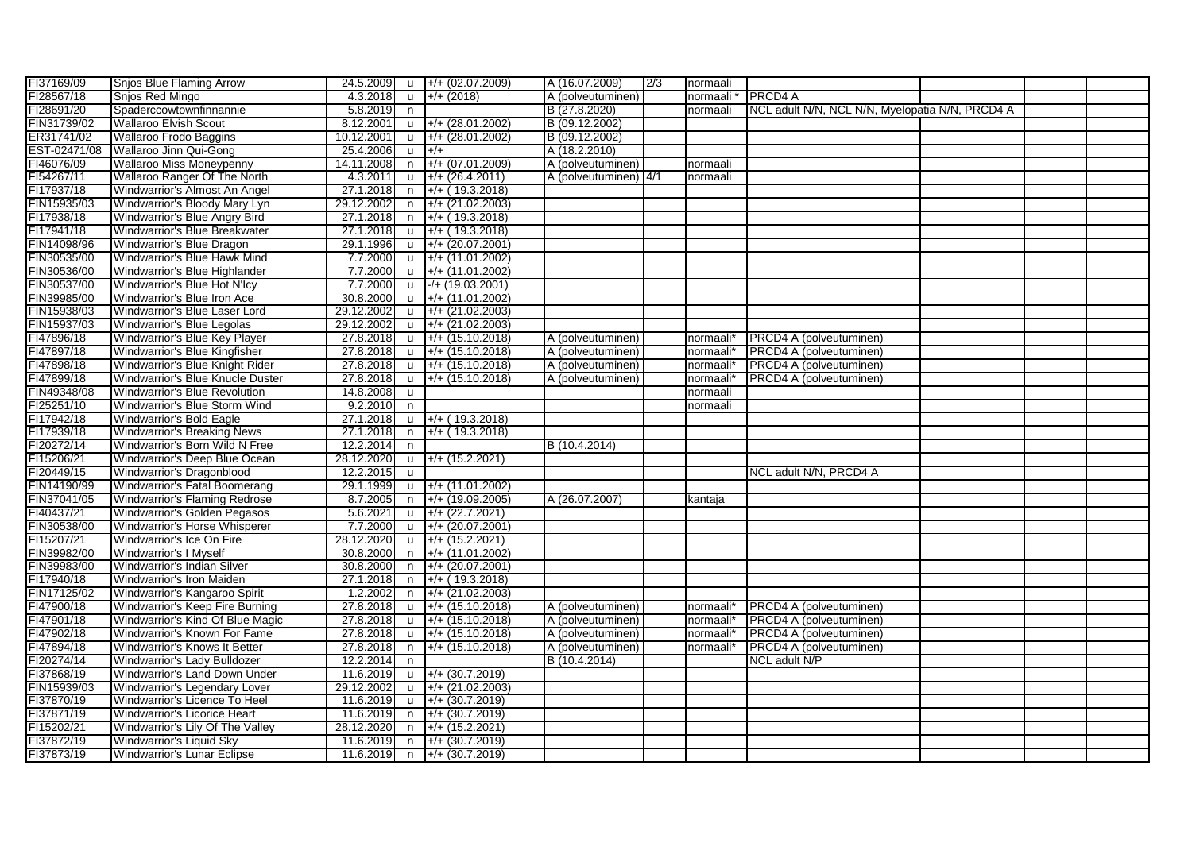| | | | | | | | | | | | | |
|---|---|---|---|---|---|---|---|---|---|---|---|---|
| FI37169/09 | Snjos Blue Flaming Arrow | 24.5.2009 | u | +/+ (02.07.2009) | A (16.07.2009) | 2/3 | normaali | | | | | |
| FI28567/18 | Snjos Red Mingo | 4.3.2018 | u | +/+ (2018) | A (polveutuminen) | | normaali * | PRCD4 A | | | | |
| FI28691/20 | Spaderccowtownfinnannie | 5.8.2019 | n | | B (27.8.2020) | | normaali | NCL adult N/N, NCL N/N, Myelopatia N/N, PRCD4 A | | | | |
| FIN31739/02 | Wallaroo Elvish Scout | 8.12.2001 | u | +/+ (28.01.2002) | B (09.12.2002) | | | | | | | |
| ER31741/02 | Wallaroo Frodo Baggins | 10.12.2001 | u | +/+ (28.01.2002) | B (09.12.2002) | | | | | | | |
| EST-02471/08 | Wallaroo Jinn Qui-Gong | 25.4.2006 | u | +/+ | A (18.2.2010) | | | | | | | |
| FI46076/09 | Wallaroo Miss Moneypenny | 14.11.2008 | n | +/+ (07.01.2009) | A (polveutuminen) | | normaali | | | | | |
| FI54267/11 | Wallaroo Ranger Of The North | 4.3.2011 | u | +/+ (26.4.2011) | A (polveutuminen) | 4/1 | normaali | | | | | |
| FI17937/18 | Windwarrior's Almost An Angel | 27.1.2018 | n | +/+ ( 19.3.2018) | | | | | | | | |
| FIN15935/03 | Windwarrior's Bloody Mary Lyn | 29.12.2002 | n | +/+ (21.02.2003) | | | | | | | | |
| FI17938/18 | Windwarrior's Blue Angry Bird | 27.1.2018 | n | +/+ ( 19.3.2018) | | | | | | | | |
| FI17941/18 | Windwarrior's Blue Breakwater | 27.1.2018 | u | +/+ ( 19.3.2018) | | | | | | | | |
| FIN14098/96 | Windwarrior's Blue Dragon | 29.1.1996 | u | +/+ (20.07.2001) | | | | | | | | |
| FIN30535/00 | Windwarrior's Blue Hawk Mind | 7.7.2000 | u | +/+ (11.01.2002) | | | | | | | | |
| FIN30536/00 | Windwarrior's Blue Highlander | 7.7.2000 | u | +/+ (11.01.2002) | | | | | | | | |
| FIN30537/00 | Windwarrior's Blue Hot N'Icy | 7.7.2000 | u | -/+ (19.03.2001) | | | | | | | | |
| FIN39985/00 | Windwarrior's Blue Iron Ace | 30.8.2000 | u | +/+ (11.01.2002) | | | | | | | | |
| FIN15938/03 | Windwarrior's Blue Laser Lord | 29.12.2002 | u | +/+ (21.02.2003) | | | | | | | | |
| FIN15937/03 | Windwarrior's Blue Legolas | 29.12.2002 | u | +/+ (21.02.2003) | | | | | | | | |
| FI47896/18 | Windwarrior's Blue Key Player | 27.8.2018 | u | +/+ (15.10.2018) | A (polveutuminen) | | normaali* | PRCD4 A (polveutuminen) | | | | |
| FI47897/18 | Windwarrior's Blue Kingfisher | 27.8.2018 | u | +/+ (15.10.2018) | A (polveutuminen) | | normaali* | PRCD4 A (polveutuminen) | | | | |
| FI47898/18 | Windwarrior's Blue Knight Rider | 27.8.2018 | u | +/+ (15.10.2018) | A (polveutuminen) | | normaali* | PRCD4 A (polveutuminen) | | | | |
| FI47899/18 | Windwarrior's Blue Knucle Duster | 27.8.2018 | u | +/+ (15.10.2018) | A (polveutuminen) | | normaali* | PRCD4 A (polveutuminen) | | | | |
| FIN49348/08 | Windwarrior's Blue Revolution | 14.8.2008 | u | | | | normaali | | | | | |
| FI25251/10 | Windwarrior's Blue Storm Wind | 9.2.2010 | n | | | | normaali | | | | | |
| FI17942/18 | Windwarrior's Bold Eagle | 27.1.2018 | u | +/+ ( 19.3.2018) | | | | | | | | |
| FI17939/18 | Windwarrior's Breaking News | 27.1.2018 | n | +/+ ( 19.3.2018) | | | | | | | | |
| FI20272/14 | Windwarrior's Born Wild N Free | 12.2.2014 | n | | B (10.4.2014) | | | | | | | |
| FI15206/21 | Windwarrior's Deep Blue Ocean | 28.12.2020 | u | +/+ (15.2.2021) | | | | | | | | |
| FI20449/15 | Windwarrior's Dragonblood | 12.2.2015 | u | | | | | NCL adult N/N, PRCD4 A | | | | |
| FIN14190/99 | Windwarrior's Fatal Boomerang | 29.1.1999 | u | +/+ (11.01.2002) | | | | | | | | |
| FIN37041/05 | Windwarrior's Flaming Redrose | 8.7.2005 | n | +/+ (19.09.2005) | A (26.07.2007) | | kantaja | | | | | |
| FI40437/21 | Windwarrior's Golden Pegasos | 5.6.2021 | u | +/+ (22.7.2021) | | | | | | | | |
| FIN30538/00 | Windwarrior's Horse Whisperer | 7.7.2000 | u | +/+ (20.07.2001) | | | | | | | | |
| FI15207/21 | Windwarrior's Ice On Fire | 28.12.2020 | u | +/+ (15.2.2021) | | | | | | | | |
| FIN39982/00 | Windwarrior's I Myself | 30.8.2000 | n | +/+ (11.01.2002) | | | | | | | | |
| FIN39983/00 | Windwarrior's Indian Silver | 30.8.2000 | n | +/+ (20.07.2001) | | | | | | | | |
| FI17940/18 | Windwarrior's Iron Maiden | 27.1.2018 | n | +/+ ( 19.3.2018) | | | | | | | | |
| FIN17125/02 | Windwarrior's Kangaroo Spirit | 1.2.2002 | n | +/+ (21.02.2003) | | | | | | | | |
| FI47900/18 | Windwarrior's Keep Fire Burning | 27.8.2018 | u | +/+ (15.10.2018) | A (polveutuminen) | | normaali* | PRCD4 A (polveutuminen) | | | | |
| FI47901/18 | Windwarrior's Kind Of Blue Magic | 27.8.2018 | u | +/+ (15.10.2018) | A (polveutuminen) | | normaali* | PRCD4 A (polveutuminen) | | | | |
| FI47902/18 | Windwarrior's Known For Fame | 27.8.2018 | u | +/+ (15.10.2018) | A (polveutuminen) | | normaali* | PRCD4 A (polveutuminen) | | | | |
| FI47894/18 | Windwarrior's Knows It Better | 27.8.2018 | n | +/+ (15.10.2018) | A (polveutuminen) | | normaali* | PRCD4 A (polveutuminen) | | | | |
| FI20274/14 | Windwarrior's Lady Bulldozer | 12.2.2014 | n | | B (10.4.2014) | | | NCL adult N/P | | | | |
| FI37868/19 | Windwarrior's Land Down Under | 11.6.2019 | u | +/+ (30.7.2019) | | | | | | | | |
| FIN15939/03 | Windwarrior's Legendary Lover | 29.12.2002 | u | +/+ (21.02.2003) | | | | | | | | |
| FI37870/19 | Windwarrior's Licence To Heel | 11.6.2019 | u | +/+ (30.7.2019) | | | | | | | | |
| FI37871/19 | Windwarrior's Licorice Heart | 11.6.2019 | n | +/+ (30.7.2019) | | | | | | | | |
| FI15202/21 | Windwarrior's Lily Of The Valley | 28.12.2020 | n | +/+ (15.2.2021) | | | | | | | | |
| FI37872/19 | Windwarrior's Liquid Sky | 11.6.2019 | n | +/+ (30.7.2019) | | | | | | | | |
| FI37873/19 | Windwarrior's Lunar Eclipse | 11.6.2019 | n | +/+ (30.7.2019) | | | | | | | | |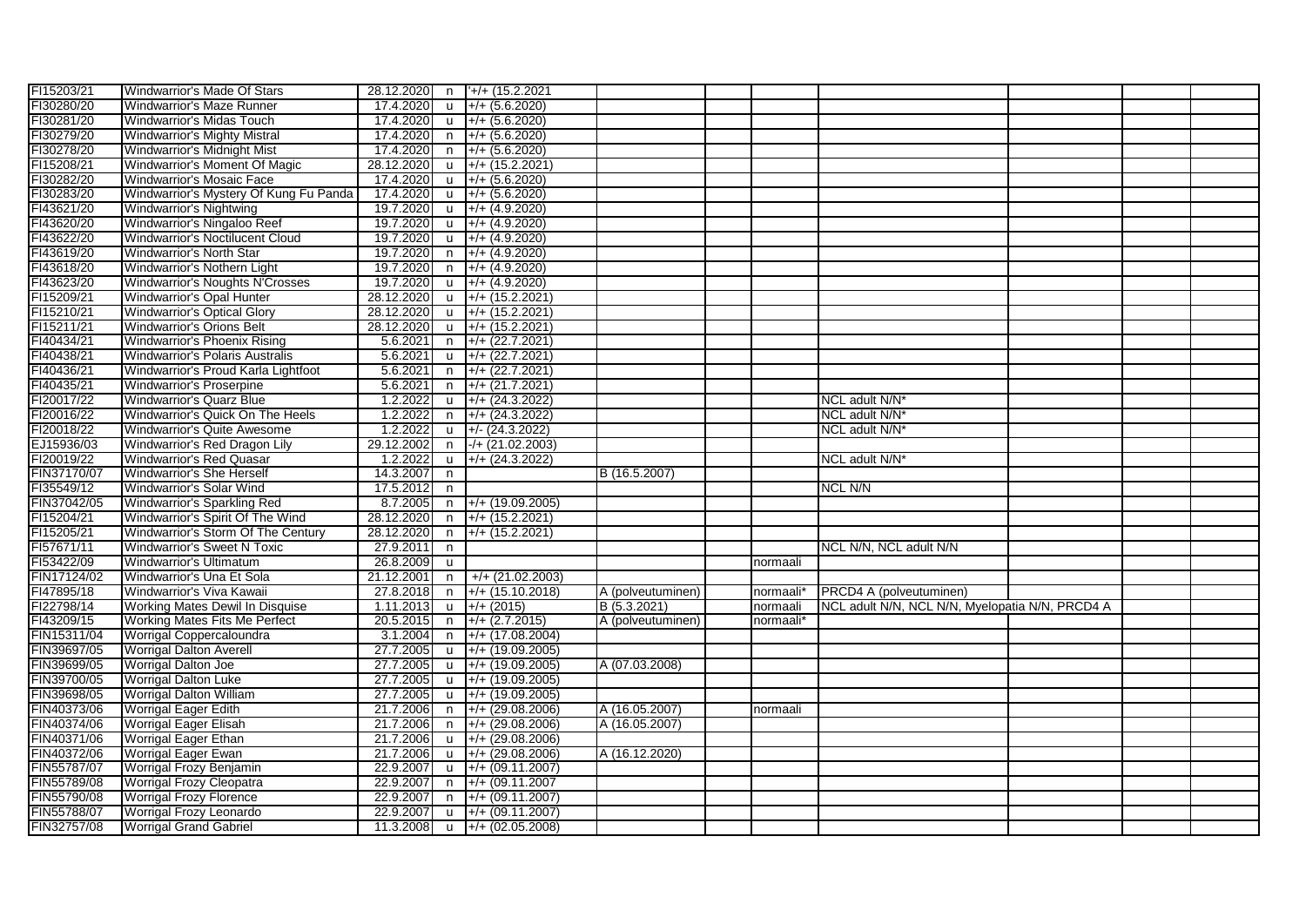| | | | | | | | | | | | |
|---|---|---|---|---|---|---|---|---|---|---|---|
| FI15203/21 | Windwarrior's Made Of Stars | 28.12.2020 | n | '+/+ (15.2.2021 | | | | | | | |
| FI30280/20 | Windwarrior's Maze Runner | 17.4.2020 | u | +/+ (5.6.2020) | | | | | | | |
| FI30281/20 | Windwarrior's Midas Touch | 17.4.2020 | u | +/+ (5.6.2020) | | | | | | | |
| FI30279/20 | Windwarrior's Mighty Mistral | 17.4.2020 | n | +/+ (5.6.2020) | | | | | | | |
| FI30278/20 | Windwarrior's Midnight Mist | 17.4.2020 | n | +/+ (5.6.2020) | | | | | | | |
| FI15208/21 | Windwarrior's Moment Of Magic | 28.12.2020 | u | +/+ (15.2.2021) | | | | | | | |
| FI30282/20 | Windwarrior's Mosaic Face | 17.4.2020 | u | +/+ (5.6.2020) | | | | | | | |
| FI30283/20 | Windwarrior's Mystery Of Kung Fu Panda | 17.4.2020 | u | +/+ (5.6.2020) | | | | | | | |
| FI43621/20 | Windwarrior's Nightwing | 19.7.2020 | u | +/+ (4.9.2020) | | | | | | | |
| FI43620/20 | Windwarrior's Ningaloo Reef | 19.7.2020 | u | +/+ (4.9.2020) | | | | | | | |
| FI43622/20 | Windwarrior's Noctilucent Cloud | 19.7.2020 | u | +/+ (4.9.2020) | | | | | | | |
| FI43619/20 | Windwarrior's North Star | 19.7.2020 | n | +/+ (4.9.2020) | | | | | | | |
| FI43618/20 | Windwarrior's Nothern Light | 19.7.2020 | n | +/+ (4.9.2020) | | | | | | | |
| FI43623/20 | Windwarrior's Noughts N'Crosses | 19.7.2020 | u | +/+ (4.9.2020) | | | | | | | |
| FI15209/21 | Windwarrior's Opal Hunter | 28.12.2020 | u | +/+ (15.2.2021) | | | | | | | |
| FI15210/21 | Windwarrior's Optical Glory | 28.12.2020 | u | +/+ (15.2.2021) | | | | | | | |
| FI15211/21 | Windwarrior's Orions Belt | 28.12.2020 | u | +/+ (15.2.2021) | | | | | | | |
| FI40434/21 | Windwarrior's Phoenix Rising | 5.6.2021 | n | +/+ (22.7.2021) | | | | | | | |
| FI40438/21 | Windwarrior's Polaris Australis | 5.6.2021 | u | +/+ (22.7.2021) | | | | | | | |
| FI40436/21 | Windwarrior's Proud Karla Lightfoot | 5.6.2021 | n | +/+ (22.7.2021) | | | | | | | |
| FI40435/21 | Windwarrior's Proserpine | 5.6.2021 | n | +/+ (21.7.2021) | | | | | | | |
| FI20017/22 | Windwarrior's Quarz Blue | 1.2.2022 | u | +/+ (24.3.2022) | | | | NCL adult N/N* | | | |
| FI20016/22 | Windwarrior's Quick On The Heels | 1.2.2022 | n | +/+ (24.3.2022) | | | | NCL adult N/N* | | | |
| FI20018/22 | Windwarrior's Quite Awesome | 1.2.2022 | u | +/- (24.3.2022) | | | | NCL adult N/N* | | | |
| EJ15936/03 | Windwarrior's Red Dragon Lily | 29.12.2002 | n | -/+ (21.02.2003) | | | | | | | |
| FI20019/22 | Windwarrior's Red Quasar | 1.2.2022 | u | +/+ (24.3.2022) | | | | NCL adult N/N* | | | |
| FIN37170/07 | Windwarrior's She Herself | 14.3.2007 | n | | B (16.5.2007) | | | | | | |
| FI35549/12 | Windwarrior's Solar Wind | 17.5.2012 | n | | | | | NCL N/N | | | |
| FIN37042/05 | Windwarrior's Sparkling Red | 8.7.2005 | n | +/+ (19.09.2005) | | | | | | | |
| FI15204/21 | Windwarrior's Spirit Of The Wind | 28.12.2020 | n | +/+ (15.2.2021) | | | | | | | |
| FI15205/21 | Windwarrior's Storm Of The Century | 28.12.2020 | n | +/+ (15.2.2021) | | | | | | | |
| FI57671/11 | Windwarrior's Sweet N Toxic | 27.9.2011 | n | | | | | NCL N/N, NCL adult N/N | | | |
| FI53422/09 | Windwarrior's Ultimatum | 26.8.2009 | u | | | | normaali | | | | |
| FIN17124/02 | Windwarrior's Una Et Sola | 21.12.2001 | n | +/+ (21.02.2003) | | | | | | | |
| FI47895/18 | Windwarrior's Viva Kawaii | 27.8.2018 | n | +/+ (15.10.2018) | A (polveutuminen) | | normaali* | PRCD4 A (polveutuminen) | | | |
| FI22798/14 | Working Mates Dewil In Disquise | 1.11.2013 | u | +/+ (2015) | B (5.3.2021) | | normaali | NCL adult N/N, NCL N/N, Myelopatia N/N, PRCD4 A | | | |
| FI43209/15 | Working Mates Fits Me Perfect | 20.5.2015 | n | +/+ (2.7.2015) | A (polveutuminen) | | normaali* | | | | |
| FIN15311/04 | Worrigal Coppercaloundra | 3.1.2004 | n | +/+ (17.08.2004) | | | | | | | |
| FIN39697/05 | Worrigal Dalton Averell | 27.7.2005 | u | +/+ (19.09.2005) | | | | | | | |
| FIN39699/05 | Worrigal Dalton Joe | 27.7.2005 | u | +/+ (19.09.2005) | A (07.03.2008) | | | | | | |
| FIN39700/05 | Worrigal Dalton Luke | 27.7.2005 | u | +/+ (19.09.2005) | | | | | | | |
| FIN39698/05 | Worrigal Dalton William | 27.7.2005 | u | +/+ (19.09.2005) | | | | | | | |
| FIN40373/06 | Worrigal Eager Edith | 21.7.2006 | n | +/+ (29.08.2006) | A (16.05.2007) | | normaali | | | | |
| FIN40374/06 | Worrigal Eager Elisah | 21.7.2006 | n | +/+ (29.08.2006) | A (16.05.2007) | | | | | | |
| FIN40371/06 | Worrigal Eager Ethan | 21.7.2006 | u | +/+ (29.08.2006) | | | | | | | |
| FIN40372/06 | Worrigal Eager Ewan | 21.7.2006 | u | +/+ (29.08.2006) | A (16.12.2020) | | | | | | |
| FIN55787/07 | Worrigal Frozy Benjamin | 22.9.2007 | u | +/+ (09.11.2007) | | | | | | | |
| FIN55789/08 | Worrigal Frozy Cleopatra | 22.9.2007 | n | +/+ (09.11.2007 | | | | | | | |
| FIN55790/08 | Worrigal Frozy Florence | 22.9.2007 | n | +/+ (09.11.2007) | | | | | | | |
| FIN55788/07 | Worrigal Frozy Leonardo | 22.9.2007 | u | +/+ (09.11.2007) | | | | | | | |
| FIN32757/08 | Worrigal Grand Gabriel | 11.3.2008 | u | +/+ (02.05.2008) | | | | | | | |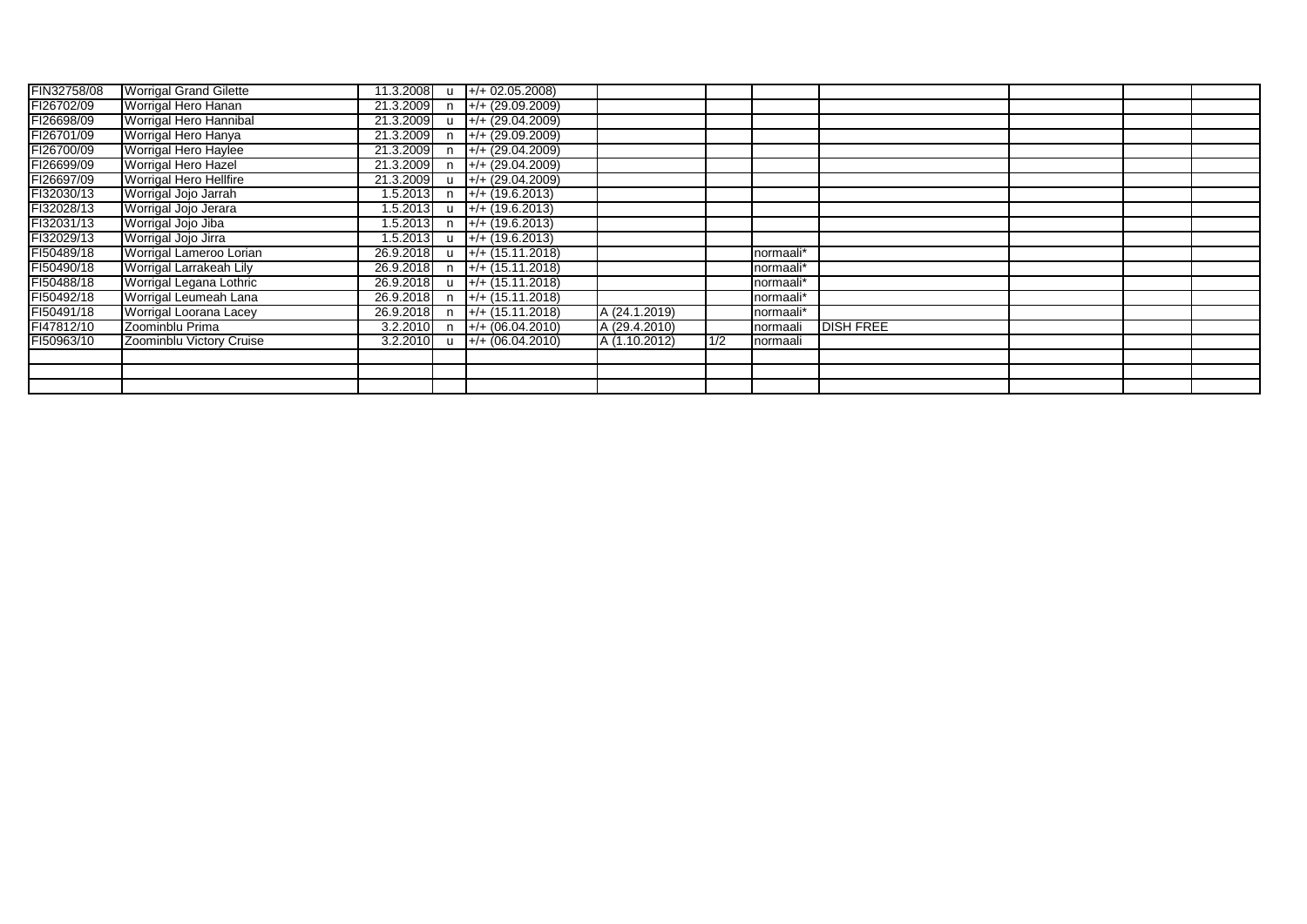| | | | | | | | | | | | |
|---|---|---|---|---|---|---|---|---|---|---|---|
| FIN32758/08 | Worrigal Grand Gilette | 11.3.2008 | u | +/+ 02.05.2008) | | | | | | | |
| FI26702/09 | Worrigal Hero Hanan | 21.3.2009 | n | +/+ (29.09.2009) | | | | | | | |
| FI26698/09 | Worrigal Hero Hannibal | 21.3.2009 | u | +/+ (29.04.2009) | | | | | | | |
| FI26701/09 | Worrigal Hero Hanya | 21.3.2009 | n | +/+ (29.09.2009) | | | | | | | |
| FI26700/09 | Worrigal Hero Haylee | 21.3.2009 | n | +/+ (29.04.2009) | | | | | | | |
| FI26699/09 | Worrigal Hero Hazel | 21.3.2009 | n | +/+ (29.04.2009) | | | | | | | |
| FI26697/09 | Worrigal Hero Hellfire | 21.3.2009 | u | +/+ (29.04.2009) | | | | | | | |
| FI32030/13 | Worrigal Jojo Jarrah | 1.5.2013 | n | +/+ (19.6.2013) | | | | | | | |
| FI32028/13 | Worrigal Jojo Jerara | 1.5.2013 | u | +/+ (19.6.2013) | | | | | | | |
| FI32031/13 | Worrigal Jojo Jiba | 1.5.2013 | n | +/+ (19.6.2013) | | | | | | | |
| FI32029/13 | Worrigal Jojo Jirra | 1.5.2013 | u | +/+ (19.6.2013) | | | | | | | |
| FI50489/18 | Worrigal Lameroo Lorian | 26.9.2018 | u | +/+ (15.11.2018) | | | normaali* | | | | |
| FI50490/18 | Worrigal Larrakeah Lily | 26.9.2018 | n | +/+ (15.11.2018) | | | normaali* | | | | |
| FI50488/18 | Worrigal Legana Lothric | 26.9.2018 | u | +/+ (15.11.2018) | | | normaali* | | | | |
| FI50492/18 | Worrigal Leumeah Lana | 26.9.2018 | n | +/+ (15.11.2018) | | | normaali* | | | | |
| FI50491/18 | Worrigal Loorana Lacey | 26.9.2018 | n | +/+ (15.11.2018) | A (24.1.2019) | | normaali* | | | | |
| FI47812/10 | Zoominblu Prima | 3.2.2010 | n | +/+ (06.04.2010) | A (29.4.2010) | | normaali | DISH FREE | | | |
| FI50963/10 | Zoominblu Victory Cruise | 3.2.2010 | u | +/+ (06.04.2010) | A (1.10.2012) | 1/2 | normaali | | | | |
| | | | | | | | | | | | |
| | | | | | | | | | | | |
| | | | | | | | | | | | |